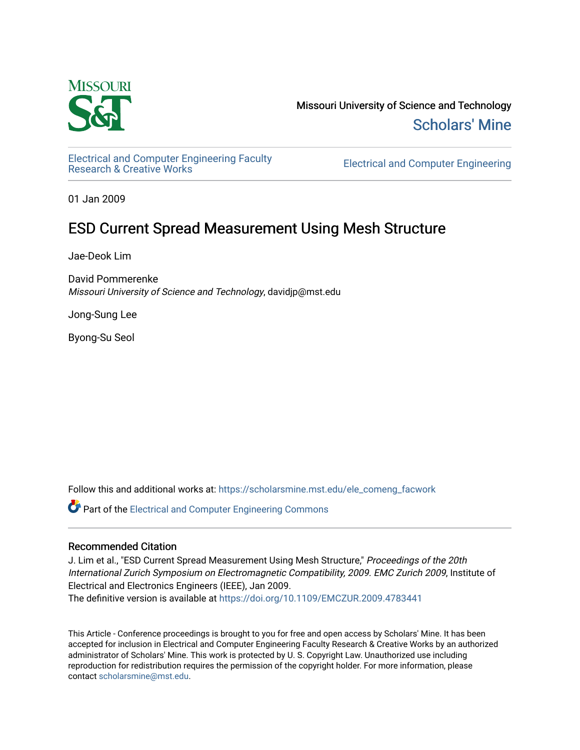Missouri University of Science and Technology

Scholars' Mine

Electrical and Computer Engineering Faculty Research & Creative Works

Electrical and Computer Engineering

01 Jan 2009

# ESD Current Spread Measurement Using Mesh Structure

Jae-Deok Lim

David Pommerenke
*Missouri University of Science and Technology*, davidjp@mst.edu

Jong-Sung Lee

Byong-Su Seol

Follow this and additional works at: https://scholarsmine.mst.edu/ele_comeng_facwork

Part of the Electrical and Computer Engineering Commons

## Recommended Citation

J. Lim et al., "ESD Current Spread Measurement Using Mesh Structure," *Proceedings of the 20th International Zurich Symposium on Electromagnetic Compatibility, 2009. EMC Zurich 2009*, Institute of Electrical and Electronics Engineers (IEEE), Jan 2009.
The definitive version is available at https://doi.org/10.1109/EMCZUR.2009.4783441

This Article - Conference proceedings is brought to you for free and open access by Scholars' Mine. It has been accepted for inclusion in Electrical and Computer Engineering Faculty Research & Creative Works by an authorized administrator of Scholars' Mine. This work is protected by U. S. Copyright Law. Unauthorized use including reproduction for redistribution requires the permission of the copyright holder. For more information, please contact scholarsmine@mst.edu.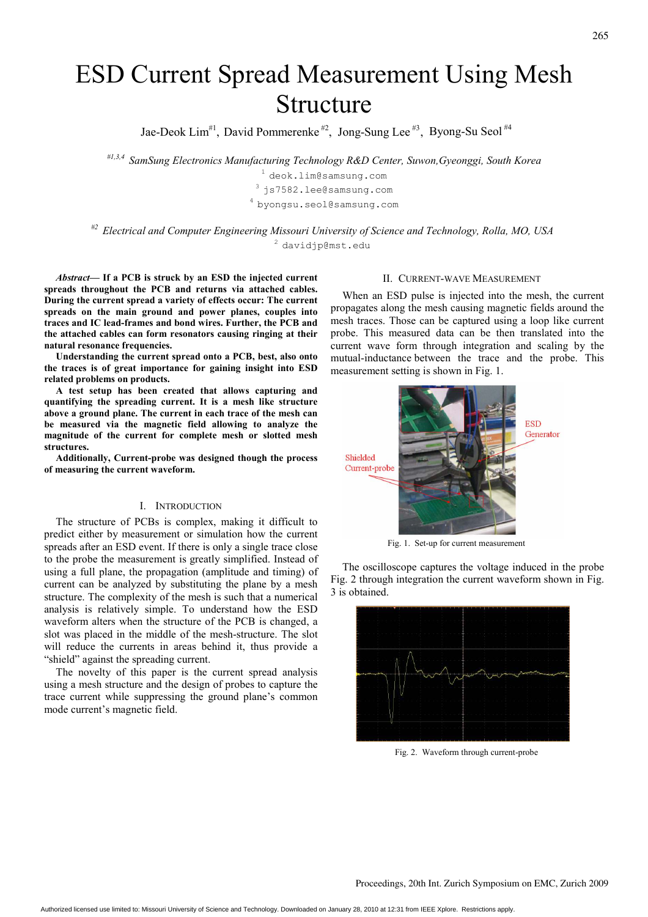# ESD Current Spread Measurement Using Mesh Structure

Jae-Deok Lim[#1], David Pommerenke[#2], Jong-Sung Lee[#3], Byong-Su Seol[#4]

[#1,3,4] *SamSung Electronics Manufacturing Technology R&D Center, Suwon,Gyeonggi, South Korea*

[1] deok.lim@samsung.com

[3] js7582.lee@samsung.com

[4] byongsu.seol@samsung.com

[#2] *Electrical and Computer Engineering Missouri University of Science and Technology, Rolla, MO, USA*

[2] davidjp@mst.edu

***Abstract*— If a PCB is struck by an ESD the injected current spreads throughout the PCB and returns via attached cables. During the current spread a variety of effects occur: The current spreads on the main ground and power planes, couples into traces and IC lead-frames and bond wires. Further, the PCB and the attached cables can form resonators causing ringing at their natural resonance frequencies.**

**Understanding the current spread onto a PCB, best, also onto the traces is of great importance for gaining insight into ESD related problems on products.**

**A test setup has been created that allows capturing and quantifying the spreading current. It is a mesh like structure above a ground plane. The current in each trace of the mesh can be measured via the magnetic field allowing to analyze the magnitude of the current for complete mesh or slotted mesh structures.**

**Additionally, Current-probe was designed though the process of measuring the current waveform.**

## I. Introduction

The structure of PCBs is complex, making it difficult to predict either by measurement or simulation how the current spreads after an ESD event. If there is only a single trace close to the probe the measurement is greatly simplified. Instead of using a full plane, the propagation (amplitude and timing) of current can be analyzed by substituting the plane by a mesh structure. The complexity of the mesh is such that a numerical analysis is relatively simple. To understand how the ESD waveform alters when the structure of the PCB is changed, a slot was placed in the middle of the mesh-structure. The slot will reduce the currents in areas behind it, thus provide a "shield" against the spreading current.

The novelty of this paper is the current spread analysis using a mesh structure and the design of probes to capture the trace current while suppressing the ground plane's common mode current's magnetic field.

## II. Current-Wave Measurement

When an ESD pulse is injected into the mesh, the current propagates along the mesh causing magnetic fields around the mesh traces. Those can be captured using a loop like current probe. This measured data can be then translated into the current wave form through integration and scaling by the mutual-inductance between the trace and the probe. This measurement setting is shown in Fig. 1.

Fig. 1. Set-up for current measurement

The oscilloscope captures the voltage induced in the probe Fig. 2 through integration the current waveform shown in Fig. 3 is obtained.

Fig. 2. Waveform through current-probe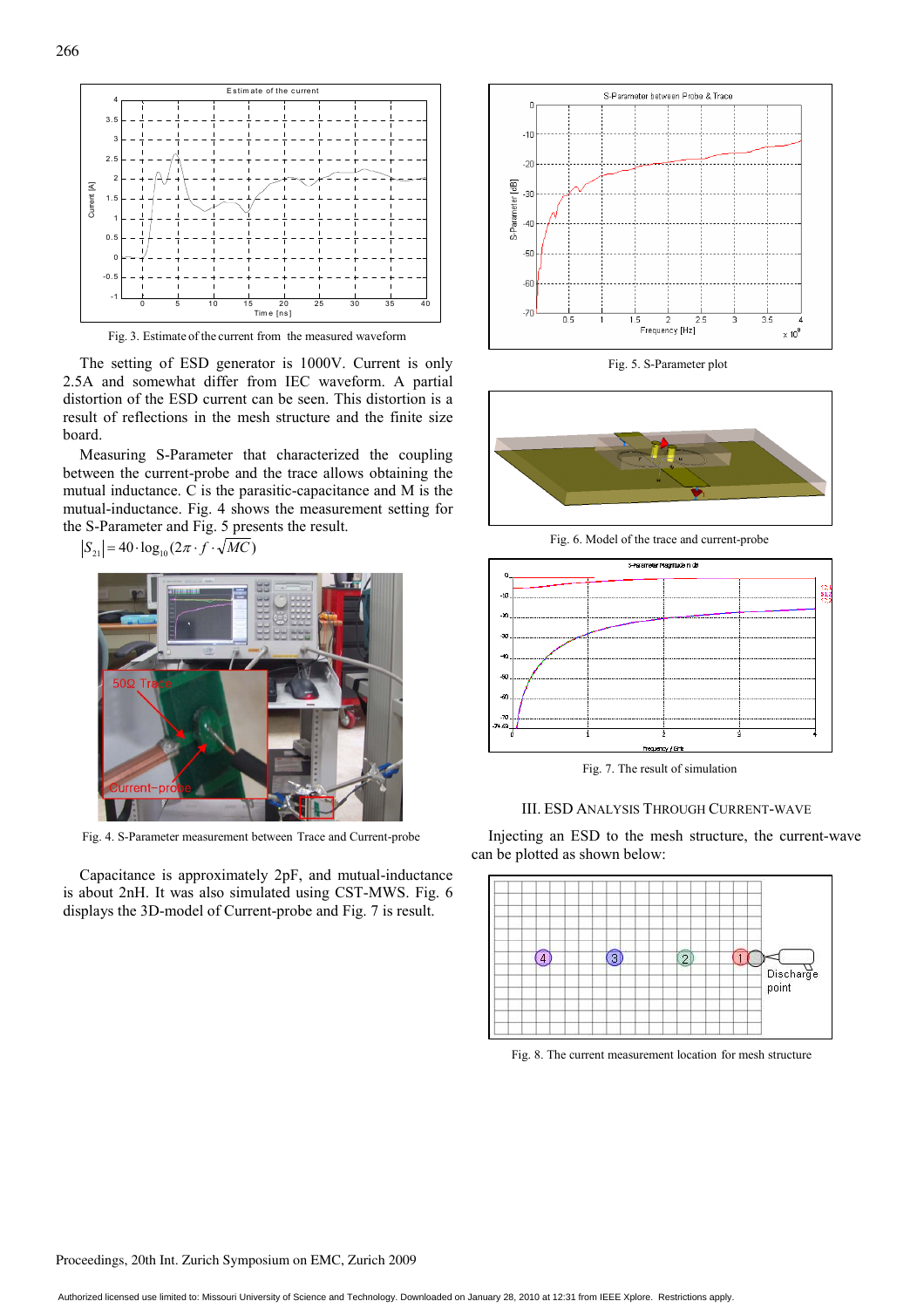Fig. 3. Estimate of the current from the measured waveform

The setting of ESD generator is 1000V. Current is only 2.5A and somewhat differ from IEC waveform. A partial distortion of the ESD current can be seen. This distortion is a result of reflections in the mesh structure and the finite size board.

Measuring S-Parameter that characterized the coupling between the current-probe and the trace allows obtaining the mutual inductance. C is the parasitic-capacitance and M is the mutual-inductance. Fig. 4 shows the measurement setting for the S-Parameter and Fig. 5 presents the result.

$$|S_{21}| = 40 \cdot \log_{10}(2\pi \cdot f \cdot \sqrt{MC})$$

Fig. 4. S-Parameter measurement between Trace and Current-probe

Capacitance is approximately 2pF, and mutual-inductance is about 2nH. It was also simulated using CST-MWS. Fig. 6 displays the 3D-model of Current-probe and Fig. 7 is result.

Fig. 5. S-Parameter plot

Fig. 6. Model of the trace and current-probe

Fig. 7. The result of simulation

## III. ESD ANALYSIS THROUGH CURRENT-WAVE

Injecting an ESD to the mesh structure, the current-wave can be plotted as shown below:

Fig. 8. The current measurement location for mesh structure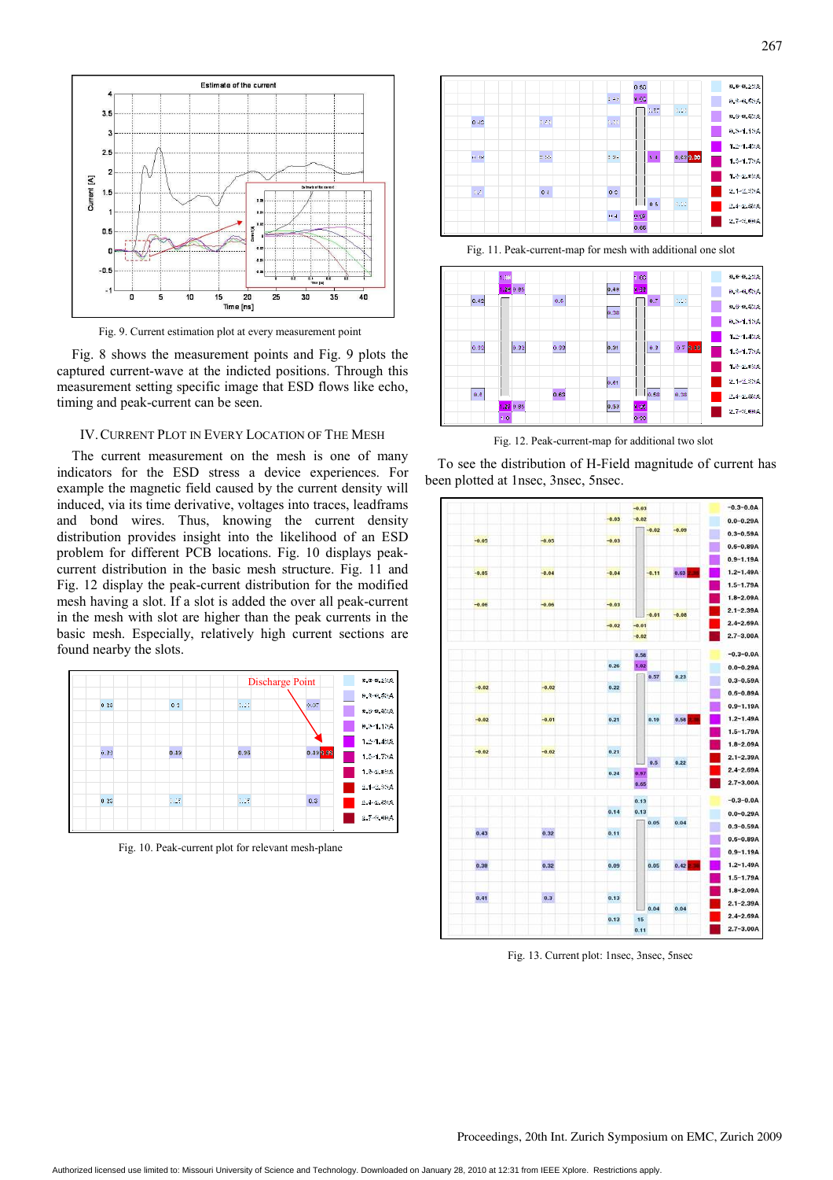Fig. 9. Current estimation plot at every measurement point

Fig. 8 shows the measurement points and Fig. 9 plots the captured current-wave at the indicted positions. Through this measurement setting specific image that ESD flows like echo, timing and peak-current can be seen.

## IV. Current Plot in Every Location of The Mesh

The current measurement on the mesh is one of many indicators for the ESD stress a device experiences. For example the magnetic field caused by the current density will induced, via its time derivative, voltages into traces, leadframs and bond wires. Thus, knowing the current density distribution provides insight into the likelihood of an ESD problem for different PCB locations. Fig. 10 displays peak-current distribution in the basic mesh structure. Fig. 11 and Fig. 12 display the peak-current distribution for the modified mesh having a slot. If a slot is added the over all peak-current in the mesh with slot are higher than the peak currents in the basic mesh. Especially, relatively high current sections are found nearby the slots.

Fig. 10. Peak-current plot for relevant mesh-plane

Fig. 11. Peak-current-map for mesh with additional one slot

Fig. 12. Peak-current-map for additional two slot

To see the distribution of H-Field magnitude of current has been plotted at 1nsec, 3nsec, 5nsec.

Fig. 13. Current plot: 1nsec, 3nsec, 5nsec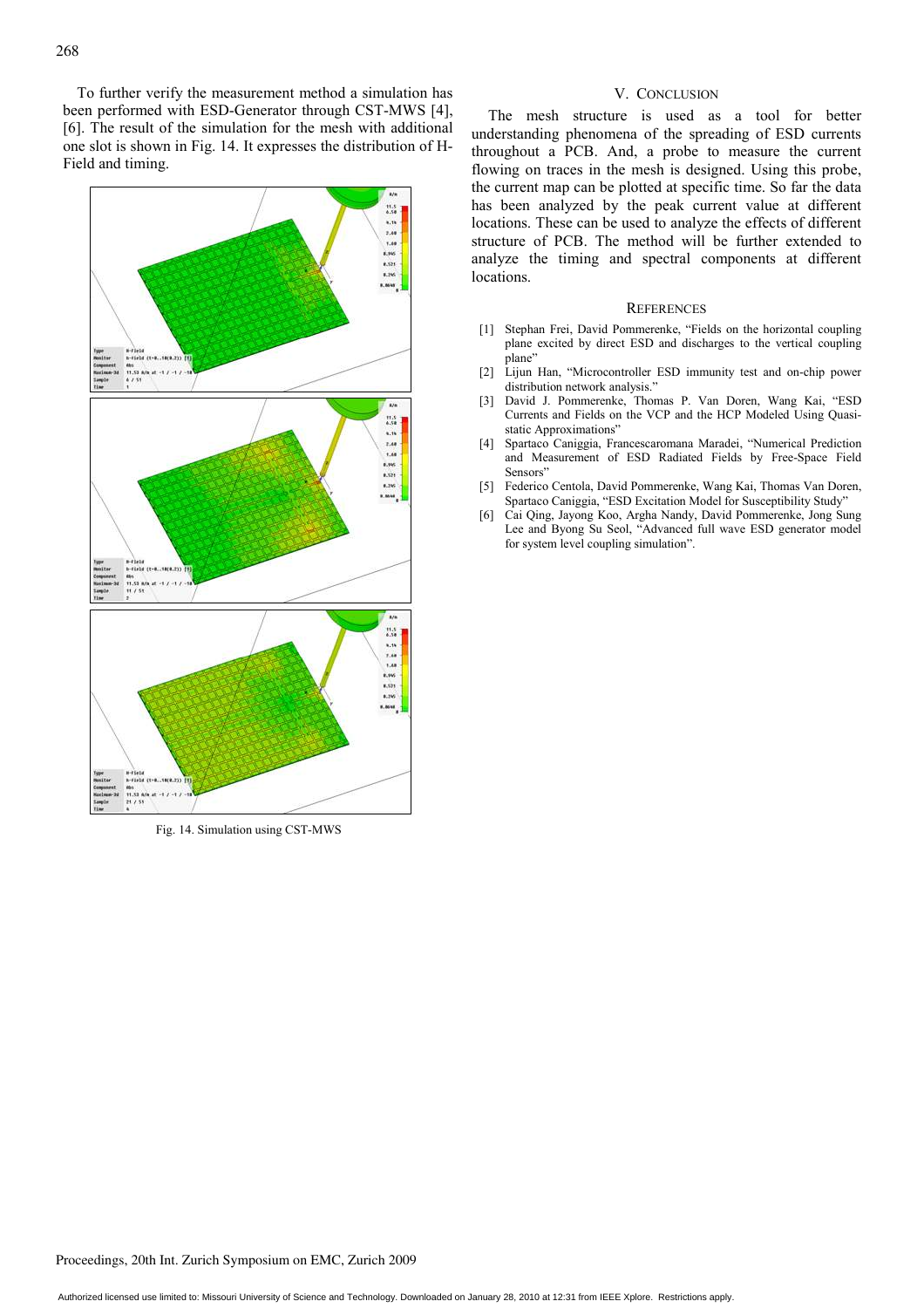To further verify the measurement method a simulation has been performed with ESD-Generator through CST-MWS [4], [6]. The result of the simulation for the mesh with additional one slot is shown in Fig. 14. It expresses the distribution of H-Field and timing.

Fig. 14. Simulation using CST-MWS

## V. Conclusion

The mesh structure is used as a tool for better understanding phenomena of the spreading of ESD currents throughout a PCB. And, a probe to measure the current flowing on traces in the mesh is designed. Using this probe, the current map can be plotted at specific time. So far the data has been analyzed by the peak current value at different locations. These can be used to analyze the effects of different structure of PCB. The method will be further extended to analyze the timing and spectral components at different locations.

## References

[1] Stephan Frei, David Pommerenke, "Fields on the horizontal coupling plane excited by direct ESD and discharges to the vertical coupling plane"

[2] Lijun Han, "Microcontroller ESD immunity test and on-chip power distribution network analysis."

[3] David J. Pommerenke, Thomas P. Van Doren, Wang Kai, "ESD Currents and Fields on the VCP and the HCP Modeled Using Quasi-static Approximations"

[4] Spartaco Caniggia, Francescaromana Maradei, "Numerical Prediction and Measurement of ESD Radiated Fields by Free-Space Field Sensors"

[5] Federico Centola, David Pommerenke, Wang Kai, Thomas Van Doren, Spartaco Caniggia, "ESD Excitation Model for Susceptibility Study"

[6] Cai Qing, Jayong Koo, Argha Nandy, David Pommerenke, Jong Sung Lee and Byong Su Seol, "Advanced full wave ESD generator model for system level coupling simulation".